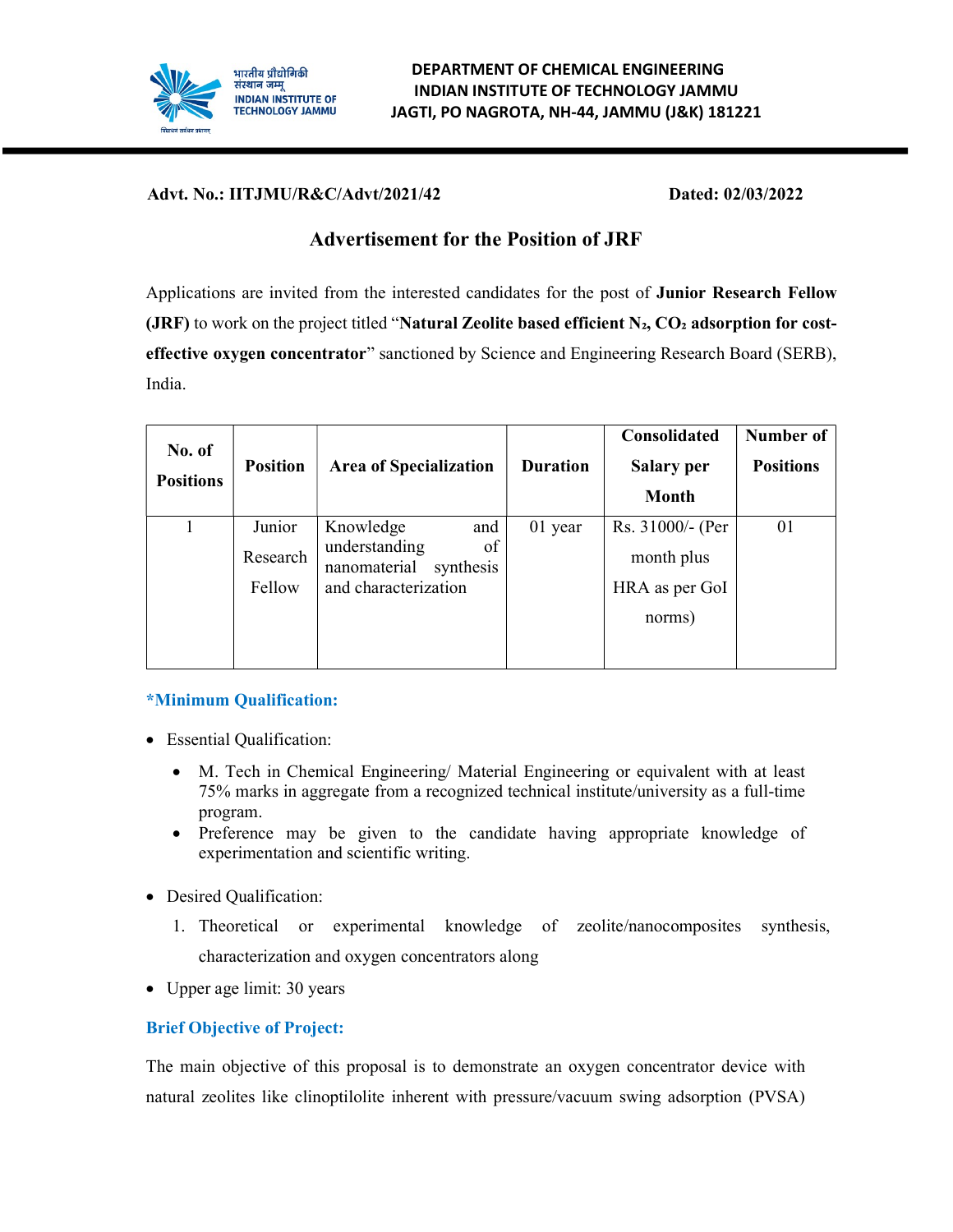**DEPARTMENT OF CHEMICAL ENGINEERING**
**INDIAN INSTITUTE OF TECHNOLOGY JAMMU**
**JAGTI, PO NAGROTA, NH-44, JAMMU (J&K) 181221**

**Advt. No.: IITJMU/R&C/Advt/2021/42** **Dated: 02/03/2022**

## Advertisement for the Position of JRF

Applications are invited from the interested candidates for the post of **Junior Research Fellow (JRF)** to work on the project titled "**Natural Zeolite based efficient $N_2$, $CO_2$ adsorption for cost-effective oxygen concentrator**" sanctioned by Science and Engineering Research Board (SERB), India.

| No. of Positions | Position | Area of Specialization | Duration | Consolidated Salary per Month | Number of Positions |
|---|---|---|---|---|---|
| 1 | Junior Research Fellow | Knowledge and understanding of nanomaterial synthesis and characterization | 01 year | Rs. 31000/- (Per month plus HRA as per GoI norms) | 01 |

### *Minimum Qualification:

- Essential Qualification:
  - M. Tech in Chemical Engineering/ Material Engineering or equivalent with at least 75% marks in aggregate from a recognized technical institute/university as a full-time program.
  - Preference may be given to the candidate having appropriate knowledge of experimentation and scientific writing.
- Desired Qualification:
  1. Theoretical or experimental knowledge of zeolite/nanocomposites synthesis, characterization and oxygen concentrators along
- Upper age limit: 30 years

### Brief Objective of Project:

The main objective of this proposal is to demonstrate an oxygen concentrator device with natural zeolites like clinoptilolite inherent with pressure/vacuum swing adsorption (PVSA)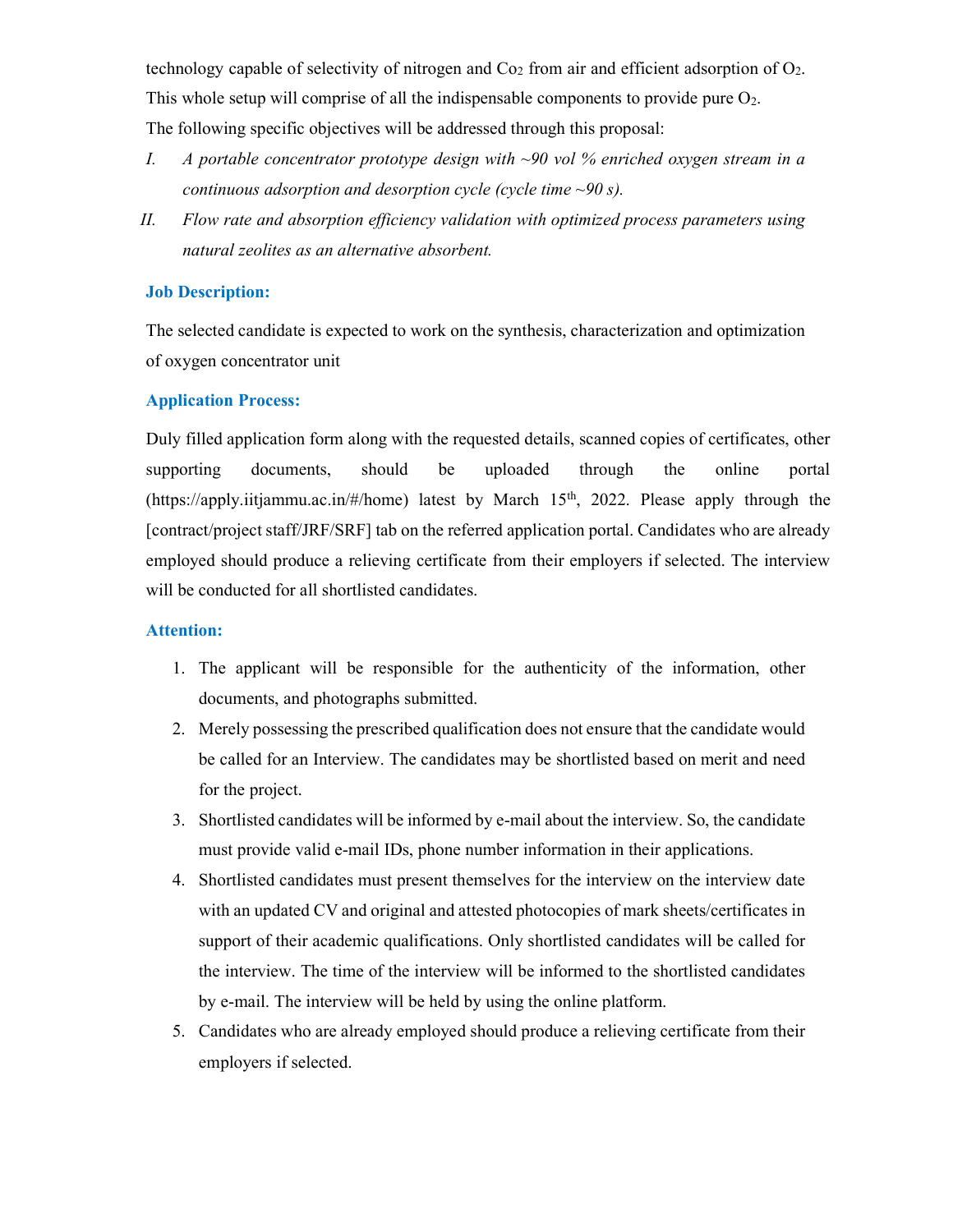technology capable of selectivity of nitrogen and $Co_2$ from air and efficient adsorption of $O_2$. This whole setup will comprise of all the indispensable components to provide pure $O_2$.

The following specific objectives will be addressed through this proposal:

I. *A portable concentrator prototype design with ~90 vol % enriched oxygen stream in a continuous adsorption and desorption cycle (cycle time ~90 s).*

II. *Flow rate and absorption efficiency validation with optimized process parameters using natural zeolites as an alternative absorbent.*

### Job Description:

The selected candidate is expected to work on the synthesis, characterization and optimization of oxygen concentrator unit

### Application Process:

Duly filled application form along with the requested details, scanned copies of certificates, other supporting documents, should be uploaded through the online portal (https://apply.iitjammu.ac.in/#/home) latest by March 15th, 2022. Please apply through the [contract/project staff/JRF/SRF] tab on the referred application portal. Candidates who are already employed should produce a relieving certificate from their employers if selected. The interview will be conducted for all shortlisted candidates.

### Attention:

1. The applicant will be responsible for the authenticity of the information, other documents, and photographs submitted.
2. Merely possessing the prescribed qualification does not ensure that the candidate would be called for an Interview. The candidates may be shortlisted based on merit and need for the project.
3. Shortlisted candidates will be informed by e-mail about the interview. So, the candidate must provide valid e-mail IDs, phone number information in their applications.
4. Shortlisted candidates must present themselves for the interview on the interview date with an updated CV and original and attested photocopies of mark sheets/certificates in support of their academic qualifications. Only shortlisted candidates will be called for the interview. The time of the interview will be informed to the shortlisted candidates by e-mail. The interview will be held by using the online platform.
5. Candidates who are already employed should produce a relieving certificate from their employers if selected.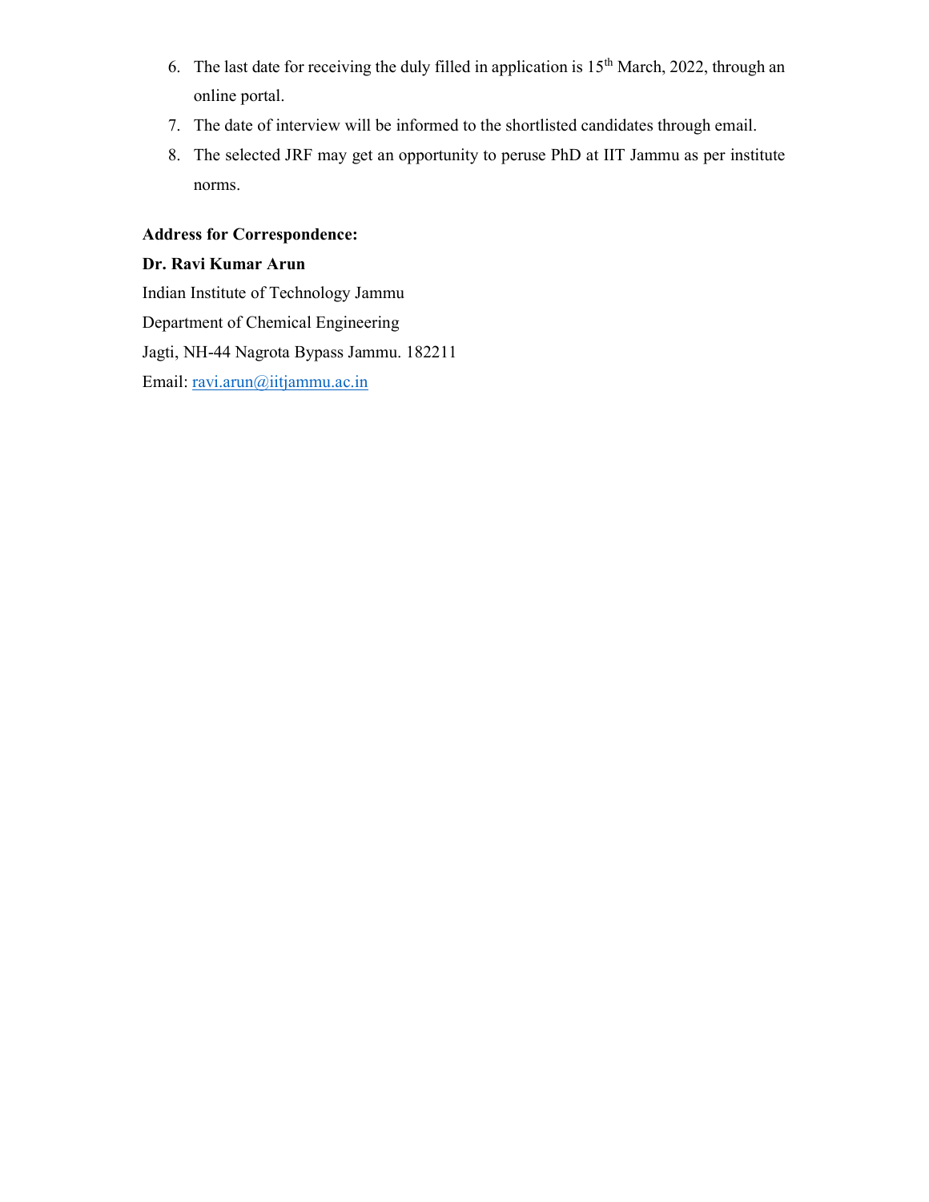6. The last date for receiving the duly filled in application is 15th March, 2022, through an online portal.
7. The date of interview will be informed to the shortlisted candidates through email.
8. The selected JRF may get an opportunity to peruse PhD at IIT Jammu as per institute norms.

**Address for Correspondence:**

**Dr. Ravi Kumar Arun**

Indian Institute of Technology Jammu

Department of Chemical Engineering

Jagti, NH-44 Nagrota Bypass Jammu. 182211

Email: ravi.arun@iitjammu.ac.in